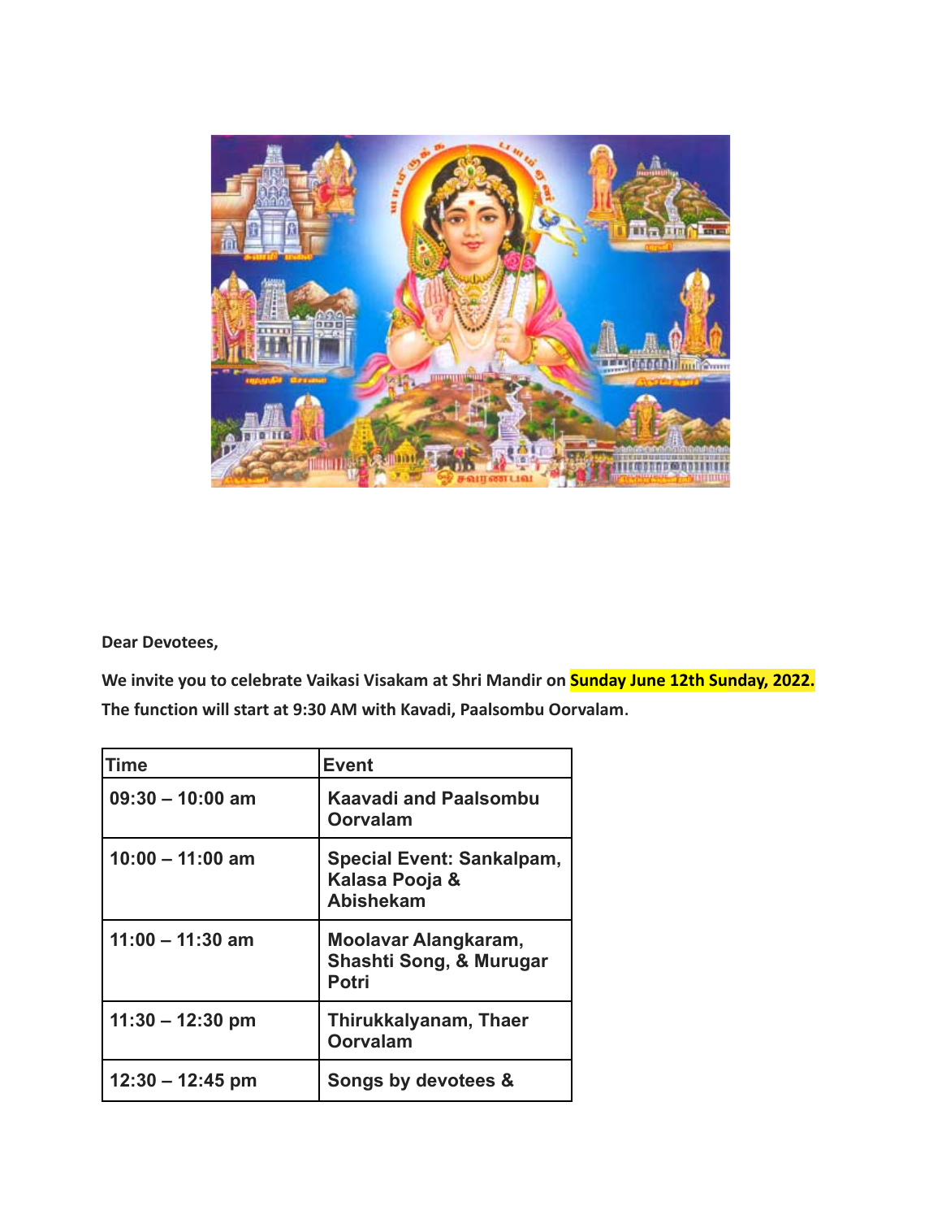**Dear Devotees,**

**We invite you to celebrate Vaikasi Visakam at Shri Mandir on Sunday June 12th Sunday, 2022.**

**The function will start at 9:30 AM with Kavadi, Paalsombu Oorvalam.**

| Time | Event |
|---|---|
| 09:30 – 10:00 am | Kaavadi and Paalsombu Oorvalam |
| 10:00 – 11:00 am | Special Event: Sankalpam, Kalasa Pooja & Abishekam |
| 11:00 – 11:30 am | Moolavar Alangkaram, Shashti Song, & Murugar Potri |
| 11:30 – 12:30 pm | Thirukkalyanam, Thaer Oorvalam |
| 12:30 – 12:45 pm | Songs by devotees & |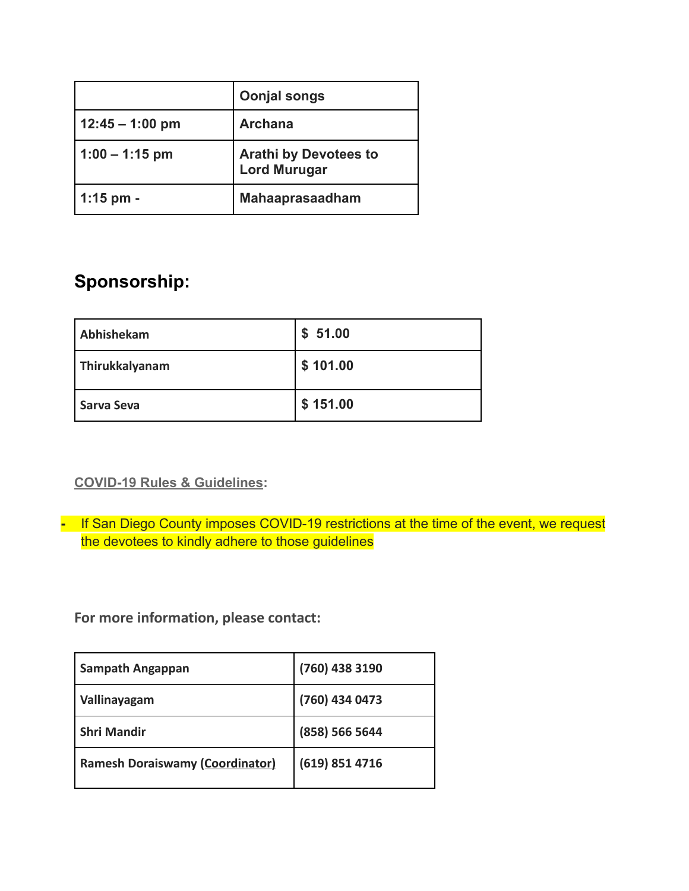| | |
|---|---|
| | **Oonjal songs** |
| **12:45 – 1:00 pm** | **Archana** |
| **1:00 – 1:15 pm** | **Arathi by Devotees to Lord Murugar** |
| **1:15 pm -** | **Mahaaprasaadham** |

## Sponsorship:

| | |
|---|---|
| **Abhishekam** | **$ 51.00** |
| **Thirukkalyanam** | **$ 101.00** |
| **Sarva Seva** | **$ 151.00** |

**COVID-19 Rules & Guidelines:**

- If San Diego County imposes COVID-19 restrictions at the time of the event, we request the devotees to kindly adhere to those guidelines

**For more information, please contact:**

| | |
|---|---|
| **Sampath Angappan** | **(760) 438 3190** |
| **Vallinayagam** | **(760) 434 0473** |
| **Shri Mandir** | **(858) 566 5644** |
| **Ramesh Doraiswamy (Coordinator)** | **(619) 851 4716** |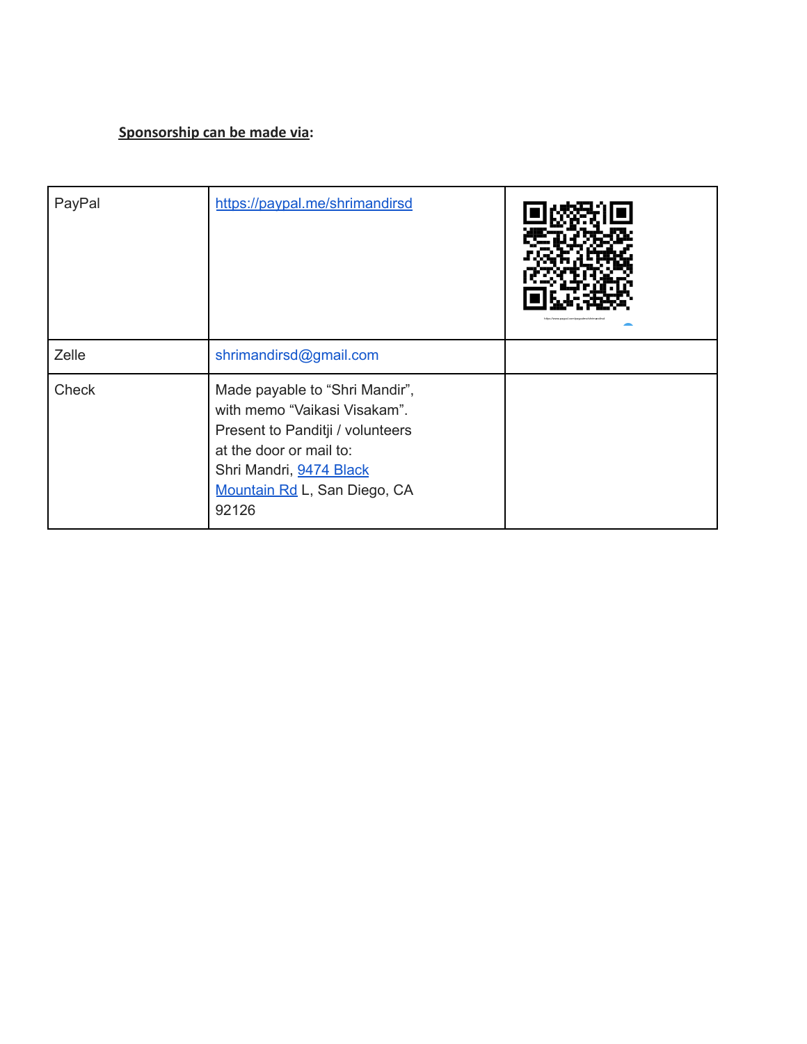**<u>Sponsorship can be made via</u>:**

| | | |
|---|---|---|
| PayPal | https://paypal.me/shrimandirsd | |
| Zelle | shrimandirsd@gmail.com | |
| Check | Made payable to "Shri Mandir", with memo "Vaikasi Visakam". Present to Panditji / volunteers at the door or mail to: Shri Mandri, 9474 Black Mountain Rd L, San Diego, CA 92126 | |